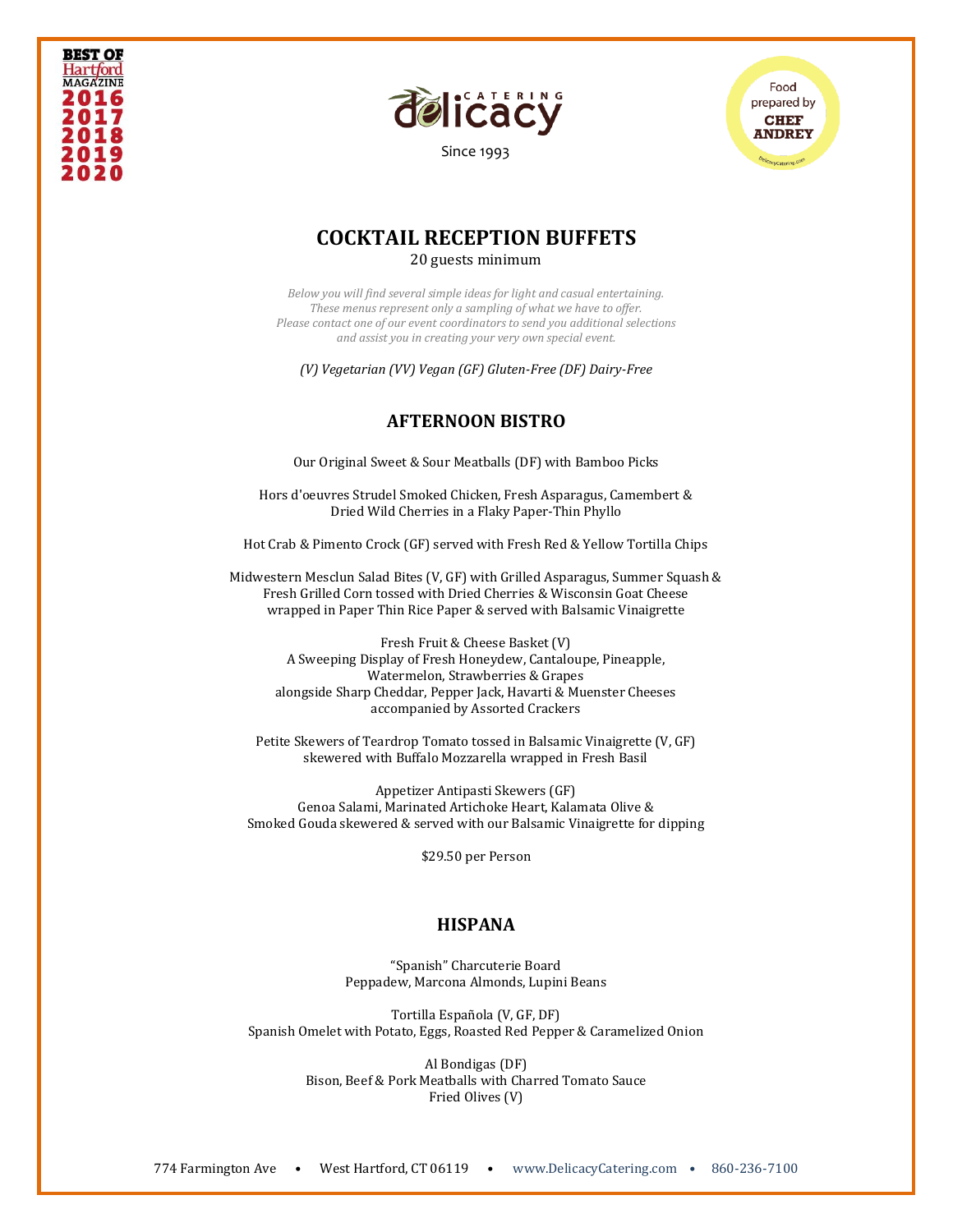BEST OF Hartford MAGAZINE 2016 2017 2018 2019 2020

delicacy CATERING

Since 1993

Food prepared by CHEF ANDREY

# COCKTAIL RECEPTION BUFFETS

20 guests minimum

*Below you will find several simple ideas for light and casual entertaining. These menus represent only a sampling of what we have to offer. Please contact one of our event coordinators to send you additional selections and assist you in creating your very own special event.*

*(V) Vegetarian (VV) Vegan (GF) Gluten-Free (DF) Dairy-Free*

## AFTERNOON BISTRO

Our Original Sweet & Sour Meatballs (DF) with Bamboo Picks

Hors d'oeuvres Strudel Smoked Chicken, Fresh Asparagus, Camembert & Dried Wild Cherries in a Flaky Paper-Thin Phyllo

Hot Crab & Pimento Crock (GF) served with Fresh Red & Yellow Tortilla Chips

Midwestern Mesclun Salad Bites (V, GF) with Grilled Asparagus, Summer Squash & Fresh Grilled Corn tossed with Dried Cherries & Wisconsin Goat Cheese wrapped in Paper Thin Rice Paper & served with Balsamic Vinaigrette

Fresh Fruit & Cheese Basket (V)
A Sweeping Display of Fresh Honeydew, Cantaloupe, Pineapple, Watermelon, Strawberries & Grapes
alongside Sharp Cheddar, Pepper Jack, Havarti & Muenster Cheeses
accompanied by Assorted Crackers

Petite Skewers of Teardrop Tomato tossed in Balsamic Vinaigrette (V, GF) skewered with Buffalo Mozzarella wrapped in Fresh Basil

Appetizer Antipasti Skewers (GF)
Genoa Salami, Marinated Artichoke Heart, Kalamata Olive & Smoked Gouda skewered & served with our Balsamic Vinaigrette for dipping

$29.50 per Person

## HISPANA

"Spanish" Charcuterie Board
Peppadew, Marcona Almonds, Lupini Beans

Tortilla Española (V, GF, DF)
Spanish Omelet with Potato, Eggs, Roasted Red Pepper & Caramelized Onion

Al Bondigas (DF)
Bison, Beef & Pork Meatballs with Charred Tomato Sauce
Fried Olives (V)

774 Farmington Ave • West Hartford, CT 06119 • www.DelicacyCatering.com • 860-236-7100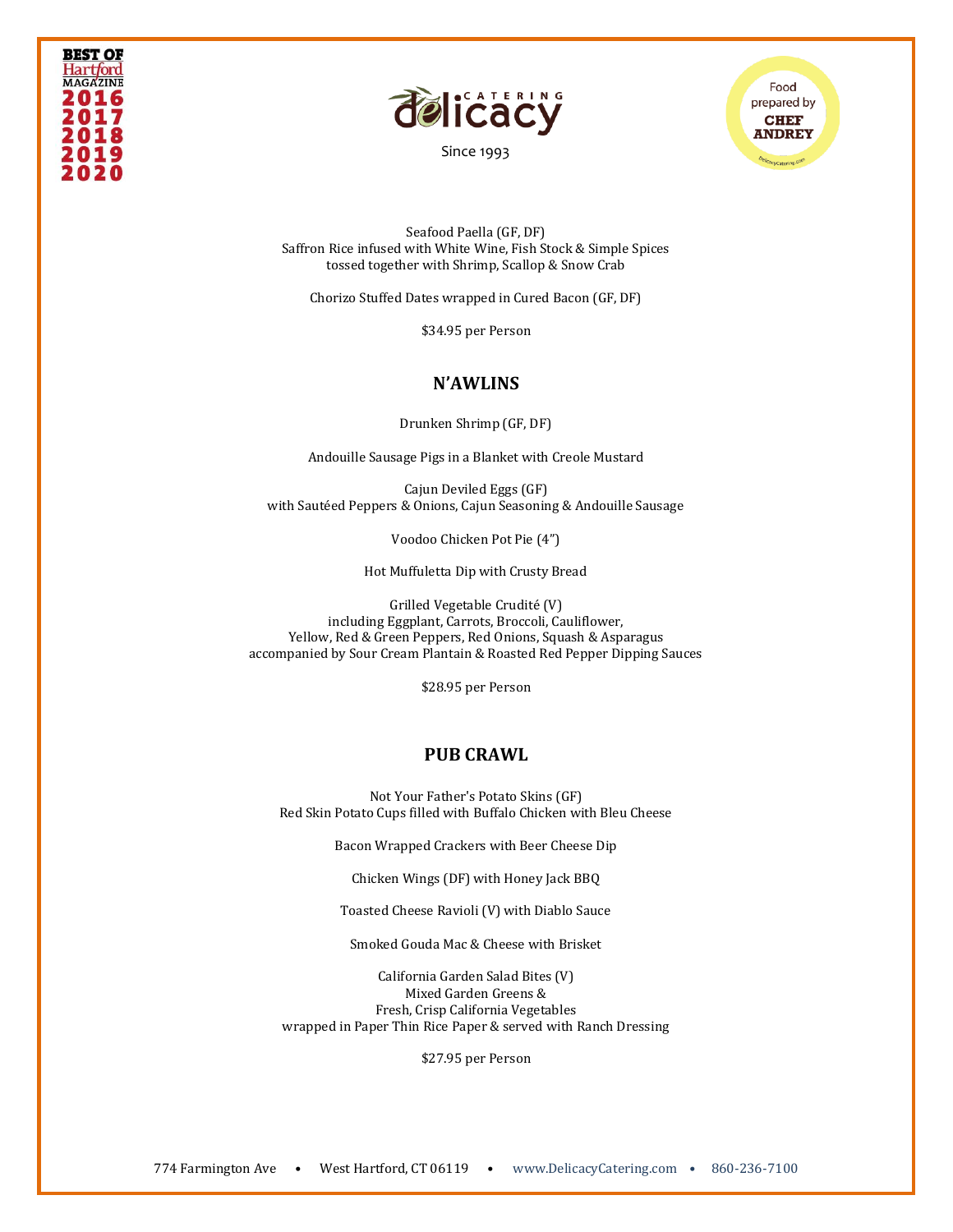Seafood Paella (GF, DF)
Saffron Rice infused with White Wine, Fish Stock & Simple Spices
tossed together with Shrimp, Scallop & Snow Crab

Chorizo Stuffed Dates wrapped in Cured Bacon (GF, DF)

$34.95 per Person

## N'AWLINS

Drunken Shrimp (GF, DF)

Andouille Sausage Pigs in a Blanket with Creole Mustard

Cajun Deviled Eggs (GF)
with Sautéed Peppers & Onions, Cajun Seasoning & Andouille Sausage

Voodoo Chicken Pot Pie (4")

Hot Muffuletta Dip with Crusty Bread

Grilled Vegetable Crudité (V)
including Eggplant, Carrots, Broccoli, Cauliflower,
Yellow, Red & Green Peppers, Red Onions, Squash & Asparagus
accompanied by Sour Cream Plantain & Roasted Red Pepper Dipping Sauces

$28.95 per Person

## PUB CRAWL

Not Your Father's Potato Skins (GF)
Red Skin Potato Cups filled with Buffalo Chicken with Bleu Cheese

Bacon Wrapped Crackers with Beer Cheese Dip

Chicken Wings (DF) with Honey Jack BBQ

Toasted Cheese Ravioli (V) with Diablo Sauce

Smoked Gouda Mac & Cheese with Brisket

California Garden Salad Bites (V)
Mixed Garden Greens &
Fresh, Crisp California Vegetables
wrapped in Paper Thin Rice Paper & served with Ranch Dressing

$27.95 per Person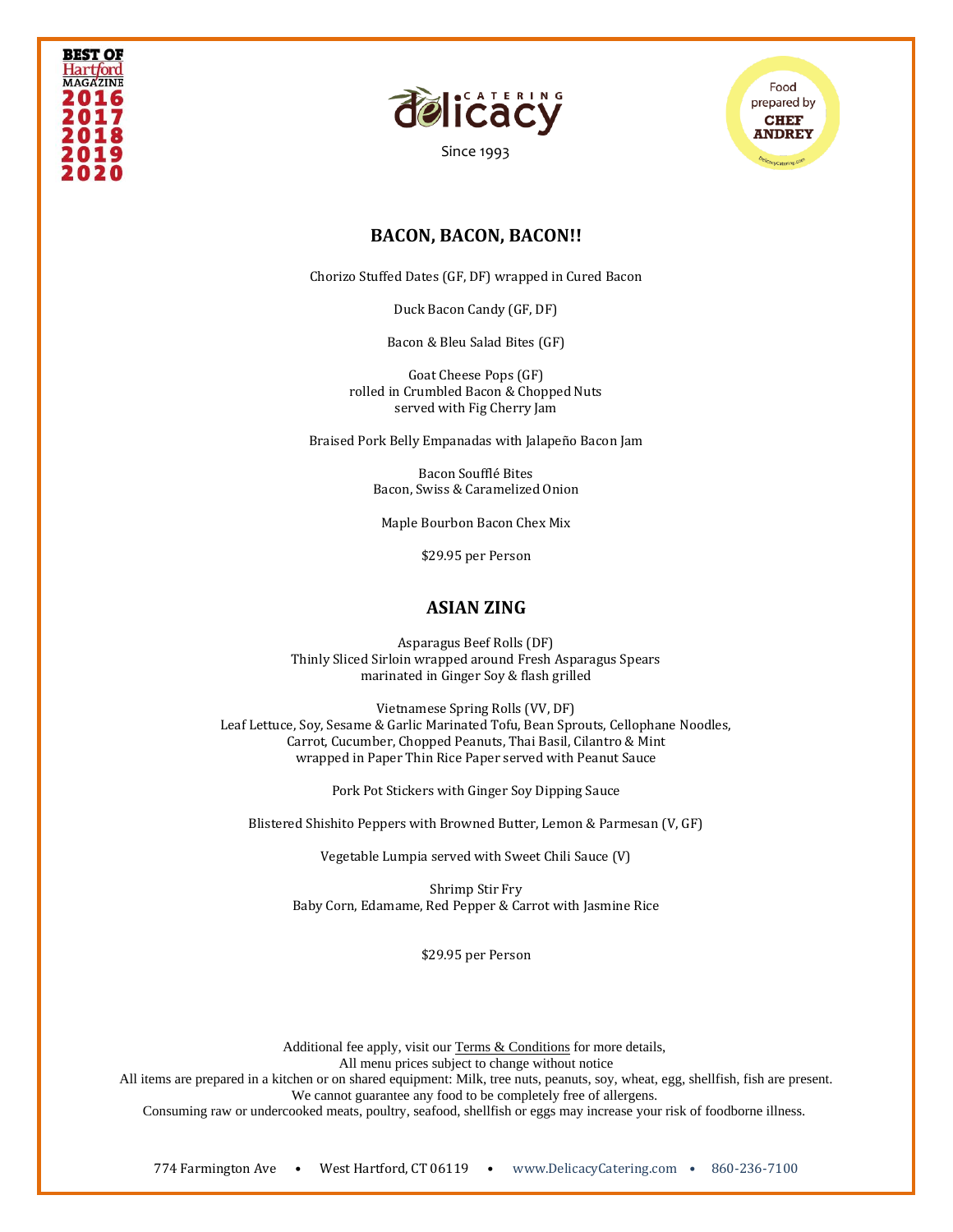BEST OF Hartford MAGAZINE 2016 2017 2018 2019 2020

CATERING delicacy

Since 1993

Food prepared by CHEF ANDREY

## BACON, BACON, BACON!!

Chorizo Stuffed Dates (GF, DF) wrapped in Cured Bacon

Duck Bacon Candy (GF, DF)

Bacon & Bleu Salad Bites (GF)

Goat Cheese Pops (GF)
rolled in Crumbled Bacon & Chopped Nuts
served with Fig Cherry Jam

Braised Pork Belly Empanadas with Jalapeño Bacon Jam

Bacon Soufflé Bites
Bacon, Swiss & Caramelized Onion

Maple Bourbon Bacon Chex Mix

$29.95 per Person

## ASIAN ZING

Asparagus Beef Rolls (DF)
Thinly Sliced Sirloin wrapped around Fresh Asparagus Spears
marinated in Ginger Soy & flash grilled

Vietnamese Spring Rolls (VV, DF)
Leaf Lettuce, Soy, Sesame & Garlic Marinated Tofu, Bean Sprouts, Cellophane Noodles,
Carrot, Cucumber, Chopped Peanuts, Thai Basil, Cilantro & Mint
wrapped in Paper Thin Rice Paper served with Peanut Sauce

Pork Pot Stickers with Ginger Soy Dipping Sauce

Blistered Shishito Peppers with Browned Butter, Lemon & Parmesan (V, GF)

Vegetable Lumpia served with Sweet Chili Sauce (V)

Shrimp Stir Fry
Baby Corn, Edamame, Red Pepper & Carrot with Jasmine Rice

$29.95 per Person

Additional fee apply, visit our Terms & Conditions for more details,
All menu prices subject to change without notice
All items are prepared in a kitchen or on shared equipment: Milk, tree nuts, peanuts, soy, wheat, egg, shellfish, fish are present.
We cannot guarantee any food to be completely free of allergens.
Consuming raw or undercooked meats, poultry, seafood, shellfish or eggs may increase your risk of foodborne illness.

774 Farmington Ave • West Hartford, CT 06119 • www.DelicacyCatering.com • 860-236-7100